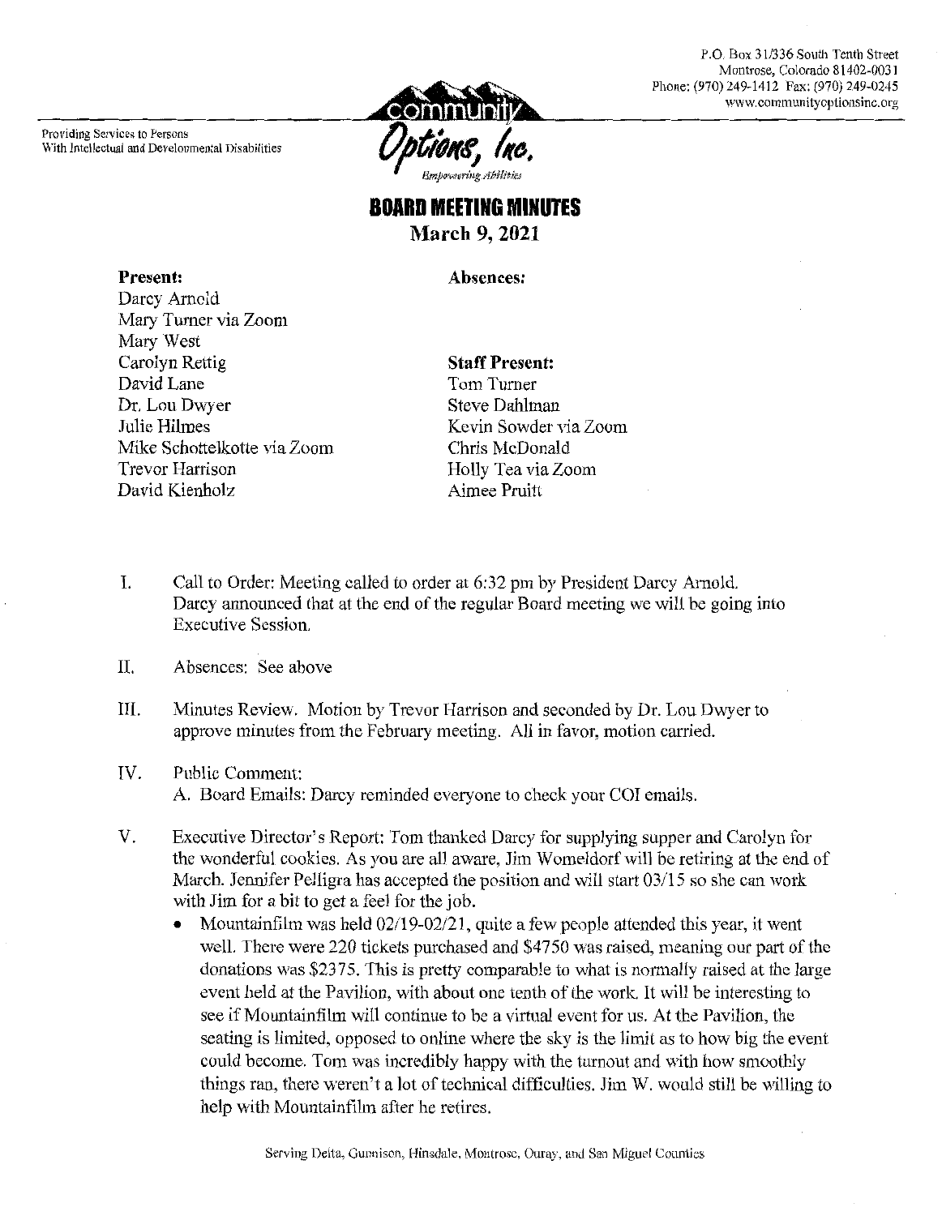P.O. Box 31/336 South Tenth Street
Montrose, Colorado 81402-0031
Phone: (970) 249-1412 Fax: (970) 249-0245
www.communityoptionsinc.org

Providing Services to Persons
With Intellectual and Developmental Disabilities

**Community Options, Inc.**
*Empowering Abilities*

# BOARD MEETING MINUTES

## March 9, 2021

**Present:**
Darcy Arnold
Mary Turner via Zoom
Mary West
Carolyn Rettig
David Lane
Dr. Lou Dwyer
Julie Hilmes
Mike Schottelkotte via Zoom
Trevor Harrison
David Kienholz

**Absences:**

**Staff Present:**
Tom Turner
Steve Dahlman
Kevin Sowder via Zoom
Chris McDonald
Holly Tea via Zoom
Aimee Pruitt

I. Call to Order: Meeting called to order at 6:32 pm by President Darcy Arnold. Darcy announced that at the end of the regular Board meeting we will be going into Executive Session.

II. Absences: See above

III. Minutes Review. Motion by Trevor Harrison and seconded by Dr. Lou Dwyer to approve minutes from the February meeting. All in favor, motion carried.

IV. Public Comment:
A. Board Emails: Darcy reminded everyone to check your COI emails.

V. Executive Director's Report: Tom thanked Darcy for supplying supper and Carolyn for the wonderful cookies. As you are all aware, Jim Womeldorf will be retiring at the end of March. Jennifer Pelligra has accepted the position and will start 03/15 so she can work with Jim for a bit to get a feel for the job.

- Mountainfilm was held 02/19-02/21, quite a few people attended this year, it went well. There were 220 tickets purchased and $4750 was raised, meaning our part of the donations was $2375. This is pretty comparable to what is normally raised at the large event held at the Pavilion, with about one tenth of the work. It will be interesting to see if Mountainfilm will continue to be a virtual event for us. At the Pavilion, the seating is limited, opposed to online where the sky is the limit as to how big the event could become. Tom was incredibly happy with the turnout and with how smoothly things ran, there weren't a lot of technical difficulties. Jim W. would still be willing to help with Mountainfilm after he retires.

Serving Delta, Gunnison, Hinsdale, Montrose, Ouray, and San Miguel Counties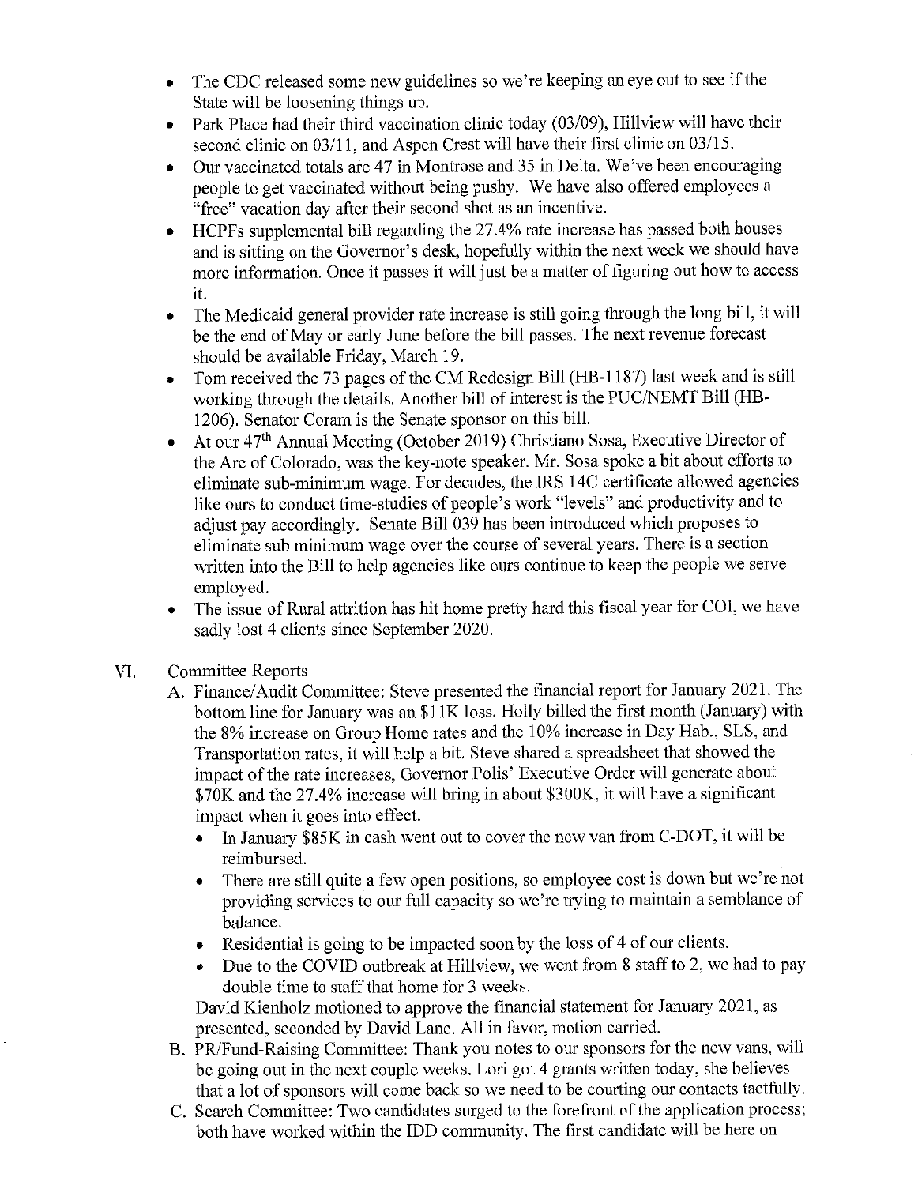- The CDC released some new guidelines so we're keeping an eye out to see if the State will be loosening things up.
- Park Place had their third vaccination clinic today (03/09), Hillview will have their second clinic on 03/11, and Aspen Crest will have their first clinic on 03/15.
- Our vaccinated totals are 47 in Montrose and 35 in Delta. We've been encouraging people to get vaccinated without being pushy. We have also offered employees a "free" vacation day after their second shot as an incentive.
- HCPFs supplemental bill regarding the 27.4% rate increase has passed both houses and is sitting on the Governor's desk, hopefully within the next week we should have more information. Once it passes it will just be a matter of figuring out how to access it.
- The Medicaid general provider rate increase is still going through the long bill, it will be the end of May or early June before the bill passes. The next revenue forecast should be available Friday, March 19.
- Tom received the 73 pages of the CM Redesign Bill (HB-1187) last week and is still working through the details. Another bill of interest is the PUC/NEMT Bill (HB-1206). Senator Coram is the Senate sponsor on this bill.
- At our 47th Annual Meeting (October 2019) Christiano Sosa, Executive Director of the Arc of Colorado, was the key-note speaker. Mr. Sosa spoke a bit about efforts to eliminate sub-minimum wage. For decades, the IRS 14C certificate allowed agencies like ours to conduct time-studies of people's work "levels" and productivity and to adjust pay accordingly. Senate Bill 039 has been introduced which proposes to eliminate sub minimum wage over the course of several years. There is a section written into the Bill to help agencies like ours continue to keep the people we serve employed.
- The issue of Rural attrition has hit home pretty hard this fiscal year for COI, we have sadly lost 4 clients since September 2020.

VI. Committee Reports

A. Finance/Audit Committee: Steve presented the financial report for January 2021. The bottom line for January was an $11K loss. Holly billed the first month (January) with the 8% increase on Group Home rates and the 10% increase in Day Hab., SLS, and Transportation rates, it will help a bit. Steve shared a spreadsheet that showed the impact of the rate increases, Governor Polis' Executive Order will generate about $70K and the 27.4% increase will bring in about $300K, it will have a significant impact when it goes into effect.

- In January $85K in cash went out to cover the new van from C-DOT, it will be reimbursed.
- There are still quite a few open positions, so employee cost is down but we're not providing services to our full capacity so we're trying to maintain a semblance of balance.
- Residential is going to be impacted soon by the loss of 4 of our clients.
- Due to the COVID outbreak at Hillview, we went from 8 staff to 2, we had to pay double time to staff that home for 3 weeks.

David Kienholz motioned to approve the financial statement for January 2021, as presented, seconded by David Lane. All in favor, motion carried.

B. PR/Fund-Raising Committee: Thank you notes to our sponsors for the new vans, will be going out in the next couple weeks. Lori got 4 grants written today, she believes that a lot of sponsors will come back so we need to be courting our contacts tactfully.

C. Search Committee: Two candidates surged to the forefront of the application process; both have worked within the IDD community. The first candidate will be here on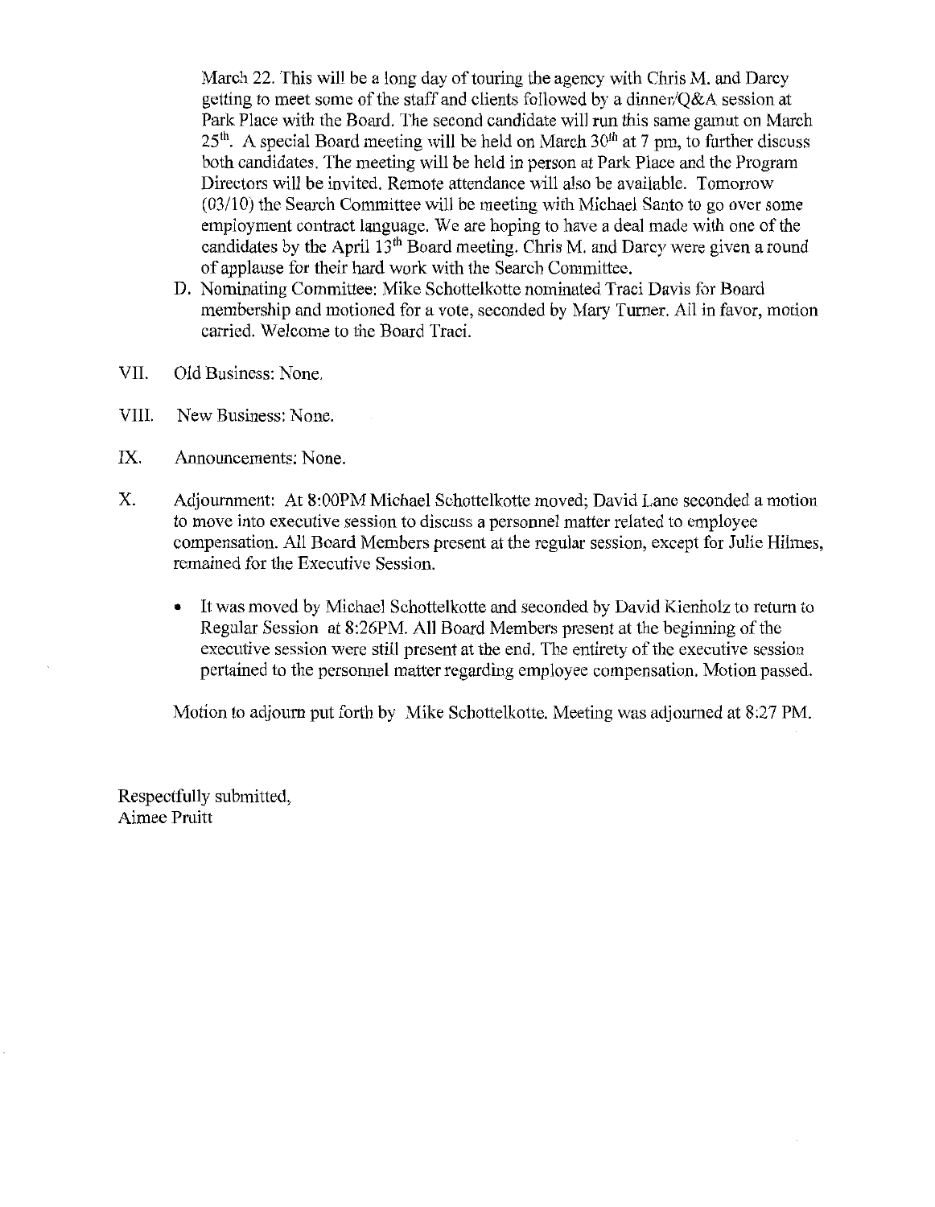March 22. This will be a long day of touring the agency with Chris M. and Darcy getting to meet some of the staff and clients followed by a dinner/Q&A session at Park Place with the Board. The second candidate will run this same gamut on March 25th. A special Board meeting will be held on March 30th at 7 pm, to further discuss both candidates. The meeting will be held in person at Park Place and the Program Directors will be invited. Remote attendance will also be available. Tomorrow (03/10) the Search Committee will be meeting with Michael Santo to go over some employment contract language. We are hoping to have a deal made with one of the candidates by the April 13th Board meeting. Chris M. and Darcy were given a round of applause for their hard work with the Search Committee.

D. Nominating Committee: Mike Schottelkotte nominated Traci Davis for Board membership and motioned for a vote, seconded by Mary Turner. All in favor, motion carried. Welcome to the Board Traci.

VII. Old Business: None.

VIII. New Business: None.

IX. Announcements: None.

X. Adjournment: At 8:00PM Michael Schottelkotte moved; David Lane seconded a motion to move into executive session to discuss a personnel matter related to employee compensation. All Board Members present at the regular session, except for Julie Hilmes, remained for the Executive Session.

- It was moved by Michael Schottelkotte and seconded by David Kienholz to return to Regular Session at 8:26PM. All Board Members present at the beginning of the executive session were still present at the end. The entirety of the executive session pertained to the personnel matter regarding employee compensation. Motion passed.

Motion to adjourn put forth by Mike Schottelkotte. Meeting was adjourned at 8:27 PM.

Respectfully submitted,
Aimee Pruitt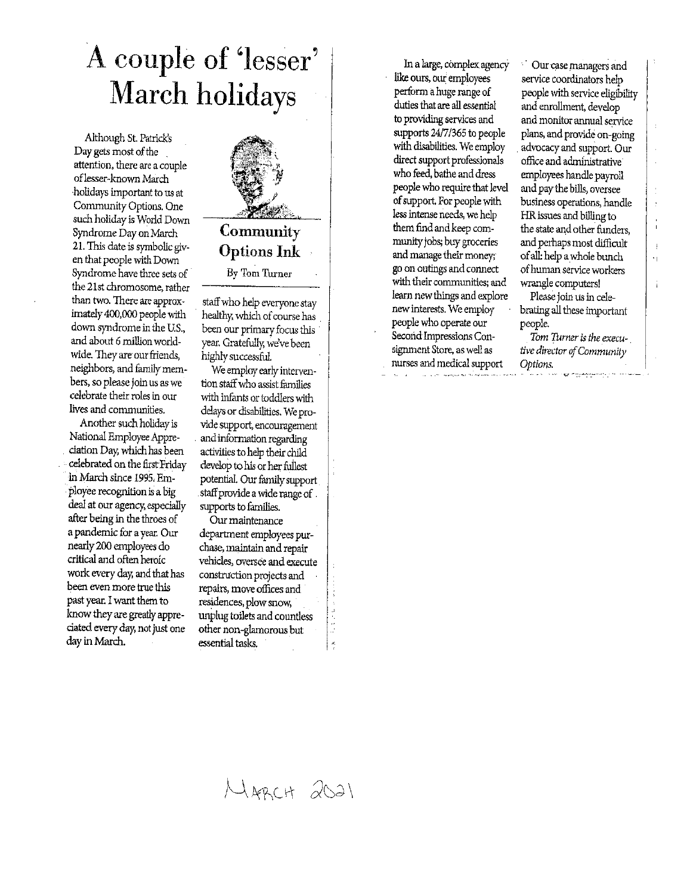# A couple of 'lesser' March holidays

**Community Options Ink**

By Tom Turner

Although St. Patrick's Day gets most of the attention, there are a couple of lesser-known March holidays important to us at Community Options. One such holiday is World Down Syndrome Day on March 21. This date is symbolic given that people with Down Syndrome have three sets of the 21st chromosome, rather than two. There are approximately 400,000 people with down syndrome in the U.S., and about 6 million worldwide. They are our friends, neighbors, and family members, so please join us as we celebrate their roles in our lives and communities.

Another such holiday is National Employee Appreciation Day, which has been celebrated on the first Friday in March since 1995. Employee recognition is a big deal at our agency, especially after being in the throes of a pandemic for a year. Our nearly 200 employees do critical and often heroic work every day, and that has been even more true this past year. I want them to know they are greatly appreciated every day, not just one day in March.

In a large, complex agency like ours, our employees perform a huge range of duties that are all essential to providing services and supports 24/7/365 to people with disabilities. We employ direct support professionals who feed, bathe and dress people who require that level of support. For people with less intense needs, we help them find and keep community jobs; buy groceries and manage their money; go on outings and connect with their communities; and learn new things and explore new interests. We employ people who operate our Second Impressions Consignment Store, as well as nurses and medical support staff who help everyone stay healthy, which of course has been our primary focus this year. Gratefully, we've been highly successful.

We employ early intervention staff who assist families with infants or toddlers with delays or disabilities. We provide support, encouragement and information regarding activities to help their child develop to his or her fullest potential. Our family support staff provide a wide range of supports to families.

Our maintenance department employees purchase, maintain and repair vehicles, oversee and execute construction projects and repairs, move offices and residences, plow snow, unplug toilets and countless other non-glamorous but essential tasks.

Our case managers and service coordinators help people with service eligibility and enrollment, develop and monitor annual service plans, and provide on-going advocacy and support. Our office and administrative employees handle payroll and pay the bills, oversee business operations, handle HR issues and billing to the state and other funders, and perhaps most difficult of all: help a whole bunch of human service workers wrangle computers!

Please join us in celebrating all these important people.

*Tom Turner is the executive director of Community Options.*

MARCH 2021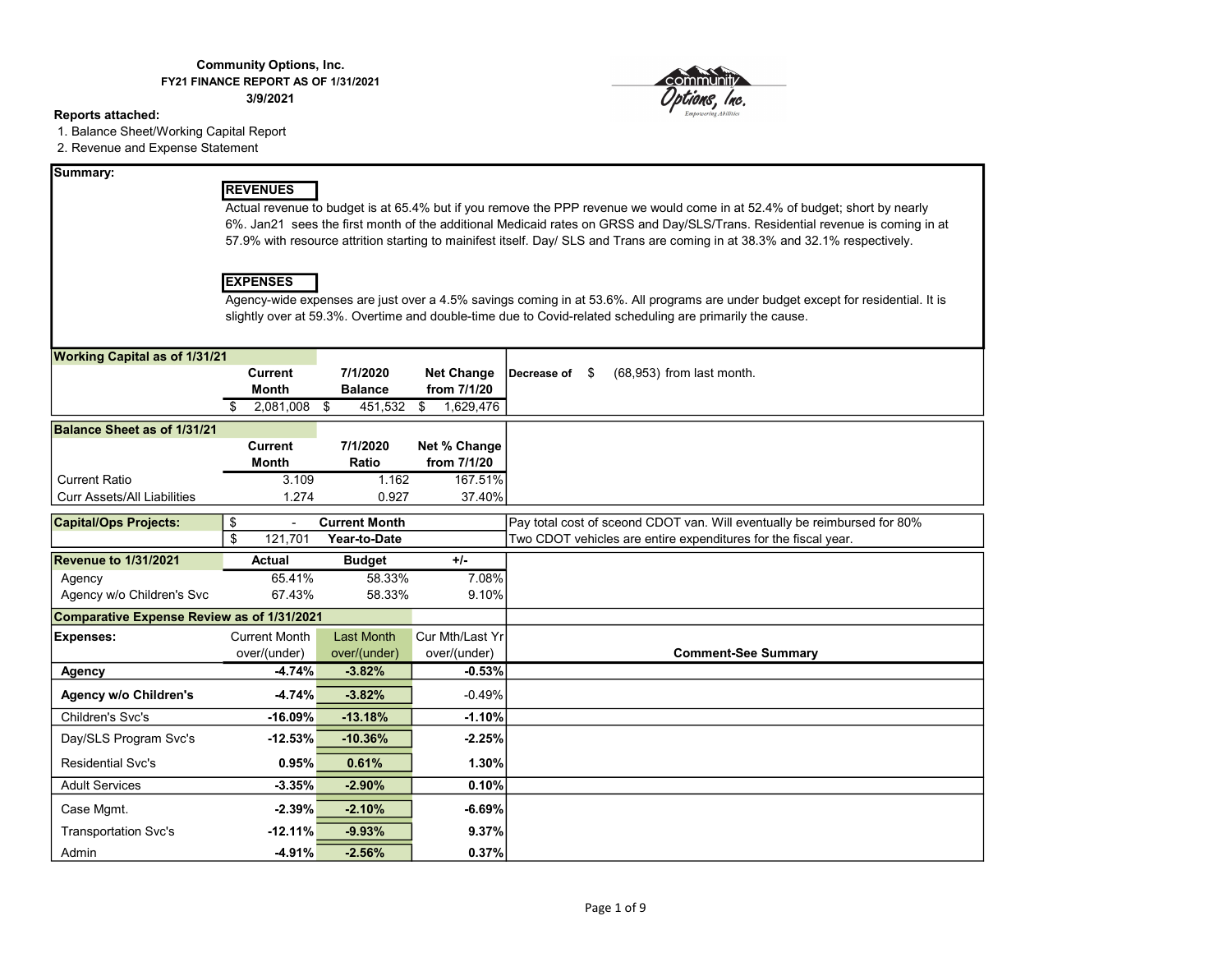**Community Options, Inc.**
**FY21 FINANCE REPORT AS OF 1/31/2021**
**3/9/2021**

**Reports attached:**

1. Balance Sheet/Working Capital Report
2. Revenue and Expense Statement

**Summary:**

**REVENUES**

Actual revenue to budget is at 65.4% but if you remove the PPP revenue we would come in at 52.4% of budget; short by nearly 6%. Jan21 sees the first month of the additional Medicaid rates on GRSS and Day/SLS/Trans. Residential revenue is coming in at 57.9% with resource attrition starting to mainifest itself. Day/ SLS and Trans are coming in at 38.3% and 32.1% respectively.

**EXPENSES**

Agency-wide expenses are just over a 4.5% savings coming in at 53.6%. All programs are under budget except for residential. It is slightly over at 59.3%. Overtime and double-time due to Covid-related scheduling are primarily the cause.

| **Working Capital as of 1/31/21** | **Current Month** | **7/1/2020 Balance** | **Net Change from 7/1/20** | |
|---|---|---|---|---|
| | $ 2,081,008 | $ 451,532 | $ 1,629,476 | **Decrease of** $ (68,953) from last month. |

| **Balance Sheet as of 1/31/21** | **Current Month** | **7/1/2020 Ratio** | **Net % Change from 7/1/20** |
|---|---|---|---|
| Current Ratio | 3.109 | 1.162 | 167.51% |
| Curr Assets/All Liabilities | 1.274 | 0.927 | 37.40% |

| **Capital/Ops Projects:** | | | |
|---|---|---|---|
| | $ - | **Current Month** | Pay total cost of sceond CDOT van. Will eventually be reimbursed for 80% |
| | $ 121,701 | **Year-to-Date** | Two CDOT vehicles are entire expenditures for the fiscal year. |

| **Revenue to 1/31/2021** | **Actual** | **Budget** | **+/-** |
|---|---|---|---|
| Agency | 65.41% | 58.33% | 7.08% |
| Agency w/o Children's Svc | 67.43% | 58.33% | 9.10% |

**Comparative Expense Review as of 1/31/2021**

| **Expenses:** | Current Month over/(under) | Last Month over/(under) | Cur Mth/Last Yr over/(under) | **Comment-See Summary** |
|---|---|---|---|---|
| **Agency** | **-4.74%** | **-3.82%** | **-0.53%** | |
| **Agency w/o Children's** | **-4.74%** | **-3.82%** | -0.49% | |
| Children's Svc's | **-16.09%** | **-13.18%** | **-1.10%** | |
| Day/SLS Program Svc's | **-12.53%** | **-10.36%** | **-2.25%** | |
| Residential Svc's | **0.95%** | **0.61%** | **1.30%** | |
| Adult Services | **-3.35%** | **-2.90%** | **0.10%** | |
| Case Mgmt. | **-2.39%** | **-2.10%** | **-6.69%** | |
| Transportation Svc's | **-12.11%** | **-9.93%** | **9.37%** | |
| Admin | **-4.91%** | **-2.56%** | **0.37%** | |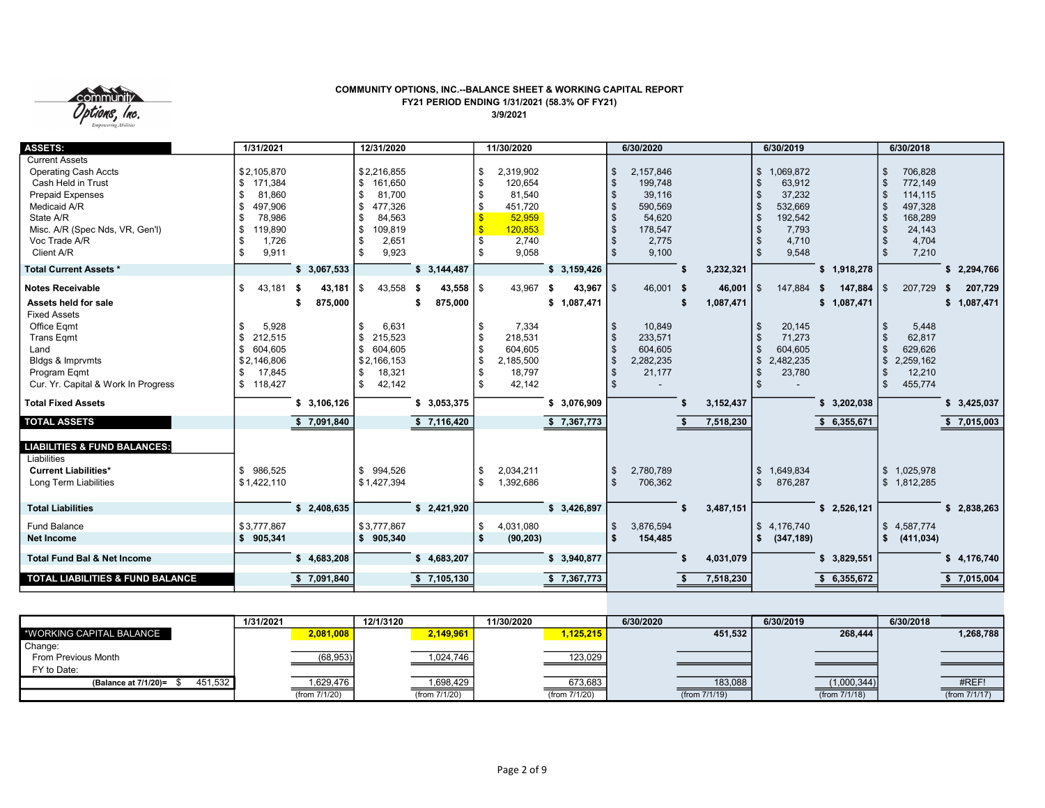# COMMUNITY OPTIONS, INC.--BALANCE SHEET & WORKING CAPITAL REPORT

**FY21 PERIOD ENDING 1/31/2021 (58.3% OF FY21)**

**3/9/2021**

| ASSETS: | 1/31/2021 | | 12/31/2020 | | 11/30/2020 | | 6/30/2020 | | 6/30/2019 | | 6/30/2018 | |
|---|---|---|---|---|---|---|---|---|---|---|---|---|
| Current Assets | | | | | | | | | | | | |
| Operating Cash Accts | $2,105,870 | | $2,216,855 | | $ 2,319,902 | | $ 2,157,846 | | $ 1,069,872 | | $ 706,828 | |
| Cash Held in Trust | $ 171,384 | | $ 161,650 | | $ 120,654 | | $ 199,748 | | $ 63,912 | | $ 772,149 | |
| Prepaid Expenses | $ 81,860 | | $ 81,700 | | $ 81,540 | | $ 39,116 | | $ 37,232 | | $ 114,115 | |
| Medicaid A/R | $ 497,906 | | $ 477,326 | | $ 451,720 | | $ 590,569 | | $ 532,669 | | $ 497,328 | |
| State A/R | $ 78,986 | | $ 84,563 | | $ 52,959 | | $ 54,620 | | $ 192,542 | | $ 168,289 | |
| Misc. A/R (Spec Nds, VR, Gen'l) | $ 119,890 | | $ 109,819 | | $ 120,853 | | $ 178,547 | | $ 7,793 | | $ 24,143 | |
| Voc Trade A/R | $ 1,726 | | $ 2,651 | | $ 2,740 | | $ 2,775 | | $ 4,710 | | $ 4,704 | |
| Client A/R | $ 9,911 | | $ 9,923 | | $ 9,058 | | $ 9,100 | | $ 9,548 | | $ 7,210 | |
| **Total Current Assets *** | | **$ 3,067,533** | | **$ 3,144,487** | | **$ 3,159,426** | | **$ 3,232,321** | | **$ 1,918,278** | | **$ 2,294,766** |
| **Notes Receivable** | $ 43,181 | **$ 43,181** | $ 43,558 | **$ 43,558** | $ 43,967 | **$ 43,967** | $ 46,001 | **$ 46,001** | $ 147,884 | **$ 147,884** | $ 207,729 | **$ 207,729** |
| **Assets held for sale** | | **$ 875,000** | | **$ 875,000** | | **$ 1,087,471** | | **$ 1,087,471** | | **$ 1,087,471** | | **$ 1,087,471** |
| Fixed Assets | | | | | | | | | | | | |
| Office Eqmt | $ 5,928 | | $ 6,631 | | $ 7,334 | | $ 10,849 | | $ 20,145 | | $ 5,448 | |
| Trans Eqmt | $ 212,515 | | $ 215,523 | | $ 218,531 | | $ 233,571 | | $ 71,273 | | $ 62,817 | |
| Land | $ 604,605 | | $ 604,605 | | $ 604,605 | | $ 604,605 | | $ 604,605 | | $ 629,626 | |
| Bldgs & Imprvmts | $2,146,806 | | $2,166,153 | | $ 2,185,500 | | $ 2,282,235 | | $ 2,482,235 | | $ 2,259,162 | |
| Program Eqmt | $ 17,845 | | $ 18,321 | | $ 18,797 | | $ 21,177 | | $ 23,780 | | $ 12,210 | |
| Cur. Yr. Capital & Work In Progress | $ 118,427 | | $ 42,142 | | $ 42,142 | | $ - | | $ - | | $ 455,774 | |
| **Total Fixed Assets** | | **$ 3,106,126** | | **$ 3,053,375** | | **$ 3,076,909** | | **$ 3,152,437** | | **$ 3,202,038** | | **$ 3,425,037** |
| **TOTAL ASSETS** | | **$ 7,091,840** | | **$ 7,116,420** | | **$ 7,367,773** | | **$ 7,518,230** | | **$ 6,355,671** | | **$ 7,015,003** |
| **LIABILITIES & FUND BALANCES:** | | | | | | | | | | | | |
| Liabilities | | | | | | | | | | | | |
| **Current Liabilities*** | $ 986,525 | | $ 994,526 | | $ 2,034,211 | | $ 2,780,789 | | $ 1,649,834 | | $ 1,025,978 | |
| Long Term Liabilities | $1,422,110 | | $1,427,394 | | $ 1,392,686 | | $ 706,362 | | $ 876,287 | | $ 1,812,285 | |
| **Total Liabilities** | | **$ 2,408,635** | | **$ 2,421,920** | | **$ 3,426,897** | | **$ 3,487,151** | | **$ 2,526,121** | | **$ 2,838,263** |
| Fund Balance | $3,777,867 | | $3,777,867 | | $ 4,031,080 | | $ 3,876,594 | | $ 4,176,740 | | $ 4,587,774 | |
| **Net Income** | **$ 905,341** | | **$ 905,340** | | **$ (90,203)** | | **$ 154,485** | | **$ (347,189)** | | **$ (411,034)** | |
| **Total Fund Bal & Net Income** | | **$ 4,683,208** | | **$ 4,683,207** | | **$ 3,940,877** | | **$ 4,031,079** | | **$ 3,829,551** | | **$ 4,176,740** |
| **TOTAL LIABILITIES & FUND BALANCE** | | **$ 7,091,840** | | **$ 7,105,130** | | **$ 7,367,773** | | **$ 7,518,230** | | **$ 6,355,672** | | **$ 7,015,004** |

| | 1/31/2021 | 12/1/3120 | 11/30/2020 | 6/30/2020 | 6/30/2019 | 6/30/2018 |
|---|---|---|---|---|---|---|
| *WORKING CAPITAL BALANCE | **2,081,008** | **2,149,961** | **1,125,215** | 451,532 | 268,444 | 1,268,788 |
| Change: | | | | | | |
| From Previous Month | (68,953) | 1,024,746 | 123,029 | | | |
| FY to Date: | | | | | | |
| **(Balance at 7/1/20)=** $ 451,532 | 1,629,476 | 1,698,429 | 673,683 | 183,088 | (1,000,344) | #REF! |
| | (from 7/1/20) | (from 7/1/20) | (from 7/1/20) | (from 7/1/19) | (from 7/1/18) | (from 7/1/17) |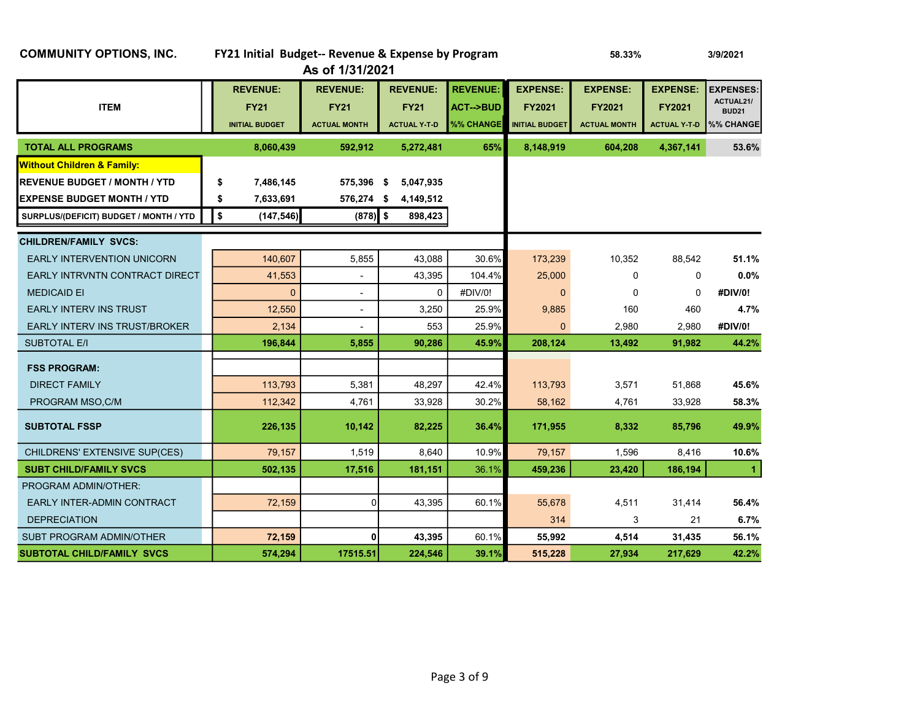**COMMUNITY OPTIONS, INC.** **FY21 Initial Budget-- Revenue & Expense by Program** 58.33% 3/9/2021

**As of 1/31/2021**

| ITEM | REVENUE: FY21 INITIAL BUDGET | REVENUE: FY21 ACTUAL MONTH | REVENUE: FY21 ACTUAL Y-T-D | REVENUE: ACT-->BUD %% CHANGE | EXPENSE: FY2021 INITIAL BUDGET | EXPENSE: FY2021 ACTUAL MONTH | EXPENSE: FY2021 ACTUAL Y-T-D | EXPENSES: ACTUAL21/ BUD21 %% CHANGE |
|---|---|---|---|---|---|---|---|---|
| **TOTAL ALL PROGRAMS** | **8,060,439** | **592,912** | **5,272,481** | **65%** | **8,148,919** | **604,208** | **4,367,141** | **53.6%** |
| **Without Children & Family:** | | | | | | | | |
| **REVENUE BUDGET / MONTH / YTD** | **$ 7,486,145** | **575,396** | **$ 5,047,935** | | | | | |
| **EXPENSE BUDGET MONTH / YTD** | **$ 7,633,691** | **576,274** | **$ 4,149,512** | | | | | |
| **SURPLUS/(DEFICIT) BUDGET / MONTH / YTD** | **$ (147,546)** | **(878)** | **$ 898,423** | | | | | |
| **CHILDREN/FAMILY SVCS:** | | | | | | | | |
| EARLY INTERVENTION UNICORN | 140,607 | 5,855 | 43,088 | 30.6% | 173,239 | 10,352 | 88,542 | **51.1%** |
| EARLY INTRVNTN CONTRACT DIRECT | 41,553 | - | 43,395 | 104.4% | 25,000 | 0 | 0 | **0.0%** |
| MEDICAID EI | 0 | - | 0 | #DIV/0! | 0 | 0 | 0 | **#DIV/0!** |
| EARLY INTERV INS TRUST | 12,550 | - | 3,250 | 25.9% | 9,885 | 160 | 460 | **4.7%** |
| EARLY INTERV INS TRUST/BROKER | 2,134 | - | 553 | 25.9% | 0 | 2,980 | 2,980 | **#DIV/0!** |
| SUBTOTAL E/I | **196,844** | **5,855** | **90,286** | **45.9%** | **208,124** | **13,492** | **91,982** | **44.2%** |
| **FSS PROGRAM:** | | | | | | | | |
| DIRECT FAMILY | 113,793 | 5,381 | 48,297 | 42.4% | 113,793 | 3,571 | 51,868 | **45.6%** |
| PROGRAM MSO,C/M | 112,342 | 4,761 | 33,928 | 30.2% | 58,162 | 4,761 | 33,928 | **58.3%** |
| **SUBTOTAL FSSP** | **226,135** | **10,142** | **82,225** | **36.4%** | **171,955** | **8,332** | **85,796** | **49.9%** |
| CHILDRENS' EXTENSIVE SUP(CES) | 79,157 | 1,519 | 8,640 | 10.9% | 79,157 | 1,596 | 8,416 | **10.6%** |
| **SUBT CHILD/FAMILY SVCS** | **502,135** | **17,516** | **181,151** | 36.1% | **459,236** | **23,420** | **186,194** | **1** |
| PROGRAM ADMIN/OTHER: | | | | | | | | |
| EARLY INTER-ADMIN CONTRACT | 72,159 | 0 | 43,395 | 60.1% | 55,678 | 4,511 | 31,414 | **56.4%** |
| DEPRECIATION | | | | | 314 | 3 | 21 | **6.7%** |
| SUBT PROGRAM ADMIN/OTHER | **72,159** | **0** | **43,395** | 60.1% | **55,992** | **4,514** | **31,435** | **56.1%** |
| **SUBTOTAL CHILD/FAMILY SVCS** | **574,294** | 17515.51 | **224,546** | 39.1% | **515,228** | **27,934** | **217,629** | **42.2%** |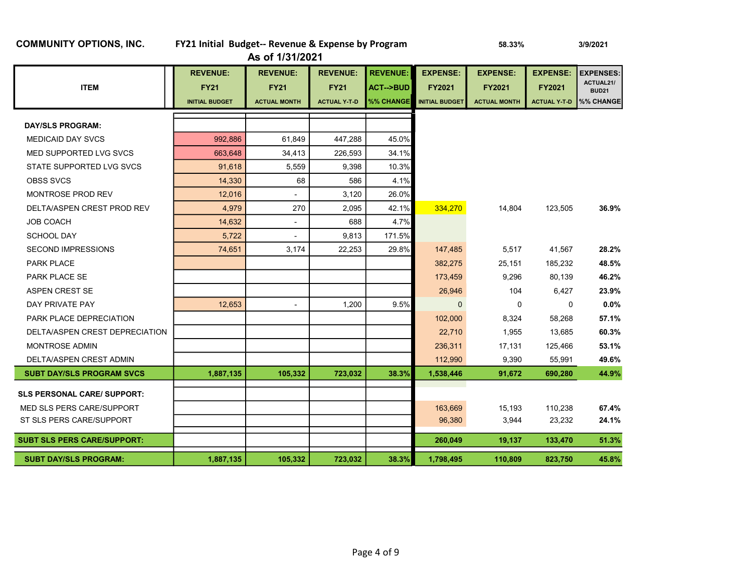**COMMUNITY OPTIONS, INC.** **FY21 Initial Budget-- Revenue & Expense by Program** 58.33% 3/9/2021

**As of 1/31/2021**

| ITEM | REVENUE: FY21 INITIAL BUDGET | REVENUE: FY21 ACTUAL MONTH | REVENUE: FY21 ACTUAL Y-T-D | REVENUE: ACT-->BUD %% CHANGE | EXPENSE: FY2021 INITIAL BUDGET | EXPENSE: FY2021 ACTUAL MONTH | EXPENSE: FY2021 ACTUAL Y-T-D | EXPENSES: ACTUAL21/ BUD21 %% CHANGE |
|---|---|---|---|---|---|---|---|---|
| **DAY/SLS PROGRAM:** | | | | | | | | |
| MEDICAID DAY SVCS | 992,886 | 61,849 | 447,288 | 45.0% | | | | |
| MED SUPPORTED LVG SVCS | 663,648 | 34,413 | 226,593 | 34.1% | | | | |
| STATE SUPPORTED LVG SVCS | 91,618 | 5,559 | 9,398 | 10.3% | | | | |
| OBSS SVCS | 14,330 | 68 | 586 | 4.1% | | | | |
| MONTROSE PROD REV | 12,016 | - | 3,120 | 26.0% | | | | |
| DELTA/ASPEN CREST PROD REV | 4,979 | 270 | 2,095 | 42.1% | 334,270 | 14,804 | 123,505 | **36.9%** |
| JOB COACH | 14,632 | - | 688 | 4.7% | | | | |
| SCHOOL DAY | 5,722 | - | 9,813 | 171.5% | | | | |
| SECOND IMPRESSIONS | 74,651 | 3,174 | 22,253 | 29.8% | 147,485 | 5,517 | 41,567 | **28.2%** |
| PARK PLACE | | | | | 382,275 | 25,151 | 185,232 | **48.5%** |
| PARK PLACE SE | | | | | 173,459 | 9,296 | 80,139 | **46.2%** |
| ASPEN CREST SE | | | | | 26,946 | 104 | 6,427 | **23.9%** |
| DAY PRIVATE PAY | 12,653 | - | 1,200 | 9.5% | 0 | 0 | 0 | **0.0%** |
| PARK PLACE DEPRECIATION | | | | | 102,000 | 8,324 | 58,268 | **57.1%** |
| DELTA/ASPEN CREST DEPRECIATION | | | | | 22,710 | 1,955 | 13,685 | **60.3%** |
| MONTROSE ADMIN | | | | | 236,311 | 17,131 | 125,466 | **53.1%** |
| DELTA/ASPEN CREST ADMIN | | | | | 112,990 | 9,390 | 55,991 | **49.6%** |
| **SUBT DAY/SLS PROGRAM SVCS** | **1,887,135** | **105,332** | **723,032** | **38.3%** | **1,538,446** | **91,672** | **690,280** | **44.9%** |
| **SLS PERSONAL CARE/ SUPPORT:** | | | | | | | | |
| MED SLS PERS CARE/SUPPORT | | | | | 163,669 | 15,193 | 110,238 | **67.4%** |
| ST SLS PERS CARE/SUPPORT | | | | | 96,380 | 3,944 | 23,232 | **24.1%** |
| **SUBT SLS PERS CARE/SUPPORT:** | | | | | **260,049** | **19,137** | **133,470** | **51.3%** |
| **SUBT DAY/SLS PROGRAM:** | **1,887,135** | **105,332** | **723,032** | **38.3%** | **1,798,495** | **110,809** | **823,750** | **45.8%** |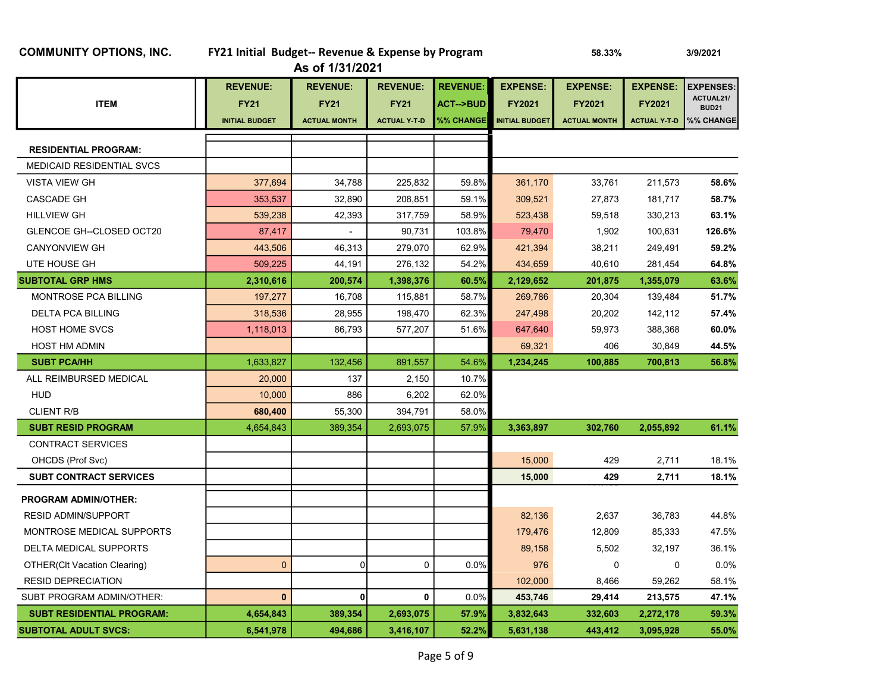**COMMUNITY OPTIONS, INC.** **FY21 Initial Budget-- Revenue & Expense by Program** 58.33% 3/9/2021

**As of 1/31/2021**

| ITEM | REVENUE: FY21 INITIAL BUDGET | REVENUE: FY21 ACTUAL MONTH | REVENUE: FY21 ACTUAL Y-T-D | REVENUE: ACT-->BUD %% CHANGE | EXPENSE: FY2021 INITIAL BUDGET | EXPENSE: FY2021 ACTUAL MONTH | EXPENSE: FY2021 ACTUAL Y-T-D | EXPENSES: ACTUAL21/ BUD21 %% CHANGE |
|---|---|---|---|---|---|---|---|---|
| **RESIDENTIAL PROGRAM:** | | | | | | | | |
| MEDICAID RESIDENTIAL SVCS | | | | | | | | |
| VISTA VIEW GH | 377,694 | 34,788 | 225,832 | 59.8% | 361,170 | 33,761 | 211,573 | **58.6%** |
| CASCADE GH | 353,537 | 32,890 | 208,851 | 59.1% | 309,521 | 27,873 | 181,717 | **58.7%** |
| HILLVIEW GH | 539,238 | 42,393 | 317,759 | 58.9% | 523,438 | 59,518 | 330,213 | **63.1%** |
| GLENCOE GH--CLOSED OCT20 | 87,417 | - | 90,731 | 103.8% | 79,470 | 1,902 | 100,631 | **126.6%** |
| CANYONVIEW GH | 443,506 | 46,313 | 279,070 | 62.9% | 421,394 | 38,211 | 249,491 | **59.2%** |
| UTE HOUSE GH | 509,225 | 44,191 | 276,132 | 54.2% | 434,659 | 40,610 | 281,454 | **64.8%** |
| **SUBTOTAL GRP HMS** | **2,310,616** | **200,574** | **1,398,376** | **60.5%** | **2,129,652** | **201,875** | **1,355,079** | **63.6%** |
| MONTROSE PCA BILLING | 197,277 | 16,708 | 115,881 | 58.7% | 269,786 | 20,304 | 139,484 | **51.7%** |
| DELTA PCA BILLING | 318,536 | 28,955 | 198,470 | 62.3% | 247,498 | 20,202 | 142,112 | **57.4%** |
| HOST HOME SVCS | 1,118,013 | 86,793 | 577,207 | 51.6% | 647,640 | 59,973 | 388,368 | **60.0%** |
| HOST HM ADMIN | | | | | 69,321 | 406 | 30,849 | **44.5%** |
| **SUBT PCA/HH** | 1,633,827 | 132,456 | 891,557 | 54.6% | **1,234,245** | **100,885** | **700,813** | **56.8%** |
| ALL REIMBURSED MEDICAL | 20,000 | 137 | 2,150 | 10.7% | | | | |
| HUD | 10,000 | 886 | 6,202 | 62.0% | | | | |
| CLIENT R/B | **680,400** | 55,300 | 394,791 | 58.0% | | | | |
| **SUBT RESID PROGRAM** | 4,654,843 | 389,354 | 2,693,075 | 57.9% | **3,363,897** | **302,760** | **2,055,892** | **61.1%** |
| CONTRACT SERVICES | | | | | | | | |
| OHCDS (Prof Svc) | | | | | 15,000 | 429 | 2,711 | 18.1% |
| **SUBT CONTRACT SERVICES** | | | | | **15,000** | **429** | **2,711** | **18.1%** |
| **PROGRAM ADMIN/OTHER:** | | | | | | | | |
| RESID ADMIN/SUPPORT | | | | | 82,136 | 2,637 | 36,783 | 44.8% |
| MONTROSE MEDICAL SUPPORTS | | | | | 179,476 | 12,809 | 85,333 | 47.5% |
| DELTA MEDICAL SUPPORTS | | | | | 89,158 | 5,502 | 32,197 | 36.1% |
| OTHER(Clt Vacation Clearing) | 0 | 0 | 0 | 0.0% | 976 | 0 | 0 | 0.0% |
| RESID DEPRECIATION | | | | | 102,000 | 8,466 | 59,262 | 58.1% |
| SUBT PROGRAM ADMIN/OTHER: | **0** | **0** | **0** | 0.0% | **453,746** | **29,414** | **213,575** | **47.1%** |
| **SUBT RESIDENTIAL PROGRAM:** | **4,654,843** | **389,354** | **2,693,075** | **57.9%** | **3,832,643** | **332,603** | **2,272,178** | **59.3%** |
| **SUBTOTAL ADULT SVCS:** | **6,541,978** | **494,686** | **3,416,107** | **52.2%** | **5,631,138** | **443,412** | **3,095,928** | **55.0%** |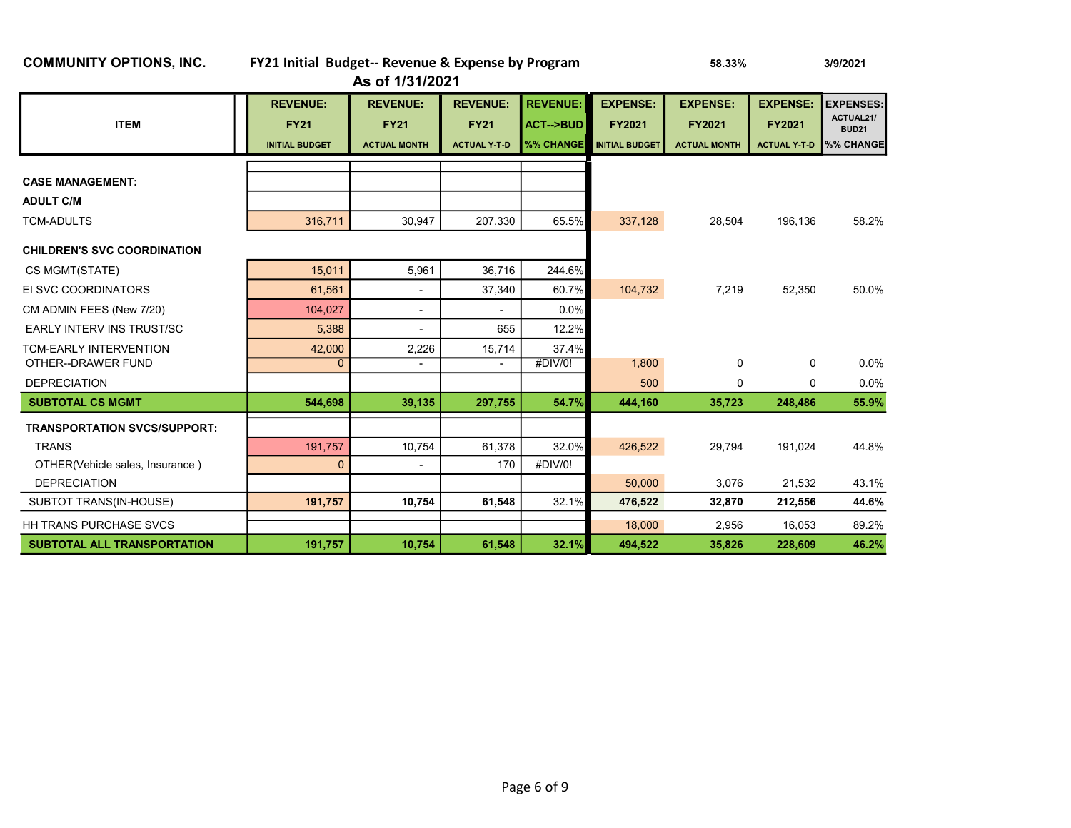**COMMUNITY OPTIONS, INC.** **FY21 Initial Budget-- Revenue & Expense by Program** **58.33%** **3/9/2021**

**As of 1/31/2021**

| ITEM | REVENUE: FY21 INITIAL BUDGET | REVENUE: FY21 ACTUAL MONTH | REVENUE: FY21 ACTUAL Y-T-D | REVENUE: ACT-->BUD %% CHANGE | EXPENSE: FY2021 INITIAL BUDGET | EXPENSE: FY2021 ACTUAL MONTH | EXPENSE: FY2021 ACTUAL Y-T-D | EXPENSES: ACTUAL21/ BUD21 %% CHANGE |
|---|---|---|---|---|---|---|---|---|
| **CASE MANAGEMENT:** | | | | | | | | |
| **ADULT C/M** | | | | | | | | |
| TCM-ADULTS | 316,711 | 30,947 | 207,330 | 65.5% | 337,128 | 28,504 | 196,136 | 58.2% |
| **CHILDREN'S SVC COORDINATION** | | | | | | | | |
| CS MGMT(STATE) | 15,011 | 5,961 | 36,716 | 244.6% | | | | |
| EI SVC COORDINATORS | 61,561 | - | 37,340 | 60.7% | 104,732 | 7,219 | 52,350 | 50.0% |
| CM ADMIN FEES (New 7/20) | 104,027 | - | - | 0.0% | | | | |
| EARLY INTERV INS TRUST/SC | 5,388 | - | 655 | 12.2% | | | | |
| TCM-EARLY INTERVENTION | 42,000 | 2,226 | 15,714 | 37.4% | | | | |
| OTHER--DRAWER FUND | 0 | - | - | #DIV/0! | 1,800 | 0 | 0 | 0.0% |
| DEPRECIATION | | | | | 500 | 0 | 0 | 0.0% |
| **SUBTOTAL CS MGMT** | **544,698** | **39,135** | **297,755** | **54.7%** | **444,160** | **35,723** | **248,486** | **55.9%** |
| **TRANSPORTATION SVCS/SUPPORT:** | | | | | | | | |
| TRANS | 191,757 | 10,754 | 61,378 | 32.0% | 426,522 | 29,794 | 191,024 | 44.8% |
| OTHER(Vehicle sales, Insurance ) | 0 | - | 170 | #DIV/0! | | | | |
| DEPRECIATION | | | | | 50,000 | 3,076 | 21,532 | 43.1% |
| SUBTOT TRANS(IN-HOUSE) | **191,757** | **10,754** | **61,548** | 32.1% | **476,522** | **32,870** | **212,556** | **44.6%** |
| HH TRANS PURCHASE SVCS | | | | | 18,000 | 2,956 | 16,053 | 89.2% |
| **SUBTOTAL ALL TRANSPORTATION** | **191,757** | **10,754** | **61,548** | **32.1%** | **494,522** | **35,826** | **228,609** | **46.2%** |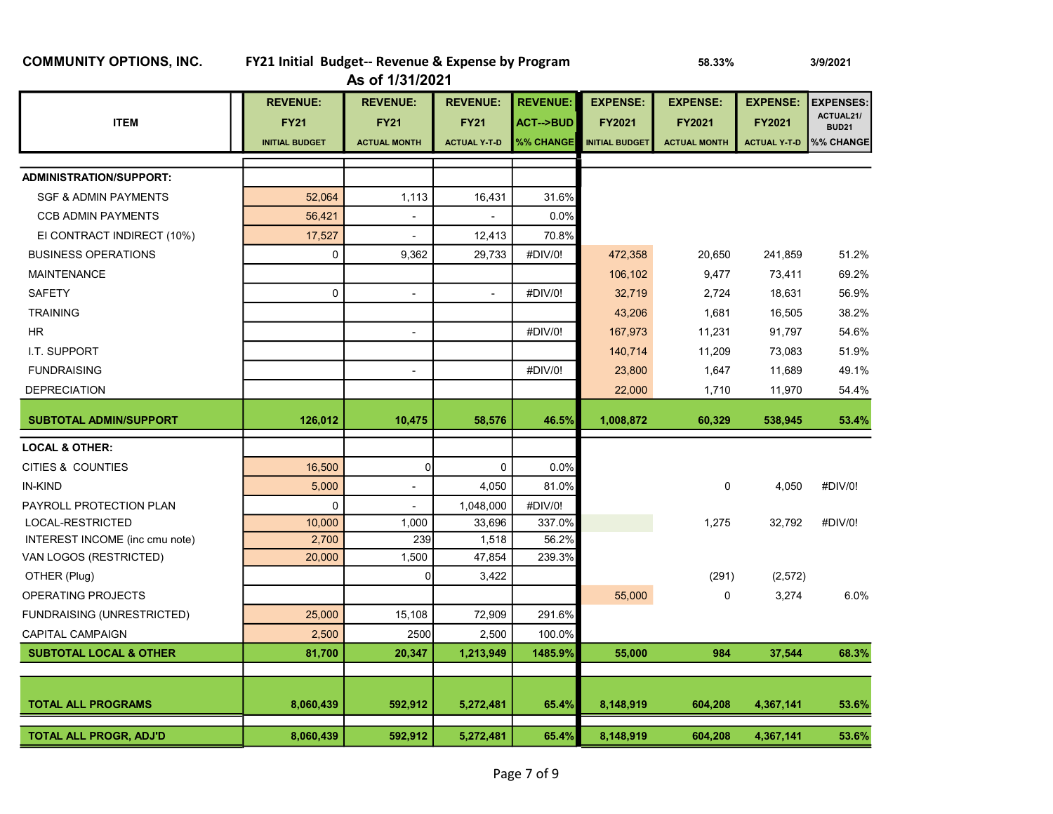**COMMUNITY OPTIONS, INC.** **FY21 Initial Budget-- Revenue & Expense by Program** 58.33% 3/9/2021

**As of 1/31/2021**

| ITEM | REVENUE: FY21 INITIAL BUDGET | REVENUE: FY21 ACTUAL MONTH | REVENUE: FY21 ACTUAL Y-T-D | REVENUE: ACT-->BUD %% CHANGE | EXPENSE: FY2021 INITIAL BUDGET | EXPENSE: FY2021 ACTUAL MONTH | EXPENSE: FY2021 ACTUAL Y-T-D | EXPENSES: ACTUAL21/ BUD21 %% CHANGE |
|---|---|---|---|---|---|---|---|---|
| **ADMINISTRATION/SUPPORT:** | | | | | | | | |
| SGF & ADMIN PAYMENTS | 52,064 | 1,113 | 16,431 | 31.6% | | | | |
| CCB ADMIN PAYMENTS | 56,421 | - | - | 0.0% | | | | |
| EI CONTRACT INDIRECT (10%) | 17,527 | - | 12,413 | 70.8% | | | | |
| BUSINESS OPERATIONS | 0 | 9,362 | 29,733 | #DIV/0! | 472,358 | 20,650 | 241,859 | 51.2% |
| MAINTENANCE | | | | | 106,102 | 9,477 | 73,411 | 69.2% |
| SAFETY | 0 | - | - | #DIV/0! | 32,719 | 2,724 | 18,631 | 56.9% |
| TRAINING | | | | | 43,206 | 1,681 | 16,505 | 38.2% |
| HR | | - | | #DIV/0! | 167,973 | 11,231 | 91,797 | 54.6% |
| I.T. SUPPORT | | | | | 140,714 | 11,209 | 73,083 | 51.9% |
| FUNDRAISING | | - | | #DIV/0! | 23,800 | 1,647 | 11,689 | 49.1% |
| DEPRECIATION | | | | | 22,000 | 1,710 | 11,970 | 54.4% |
| **SUBTOTAL ADMIN/SUPPORT** | **126,012** | **10,475** | **58,576** | **46.5%** | **1,008,872** | **60,329** | **538,945** | **53.4%** |
| **LOCAL & OTHER:** | | | | | | | | |
| CITIES & COUNTIES | 16,500 | 0 | 0 | 0.0% | | | | |
| IN-KIND | 5,000 | - | 4,050 | 81.0% | | 0 | 4,050 | #DIV/0! |
| PAYROLL PROTECTION PLAN | 0 | - | 1,048,000 | #DIV/0! | | | | |
| LOCAL-RESTRICTED | 10,000 | 1,000 | 33,696 | 337.0% | | 1,275 | 32,792 | #DIV/0! |
| INTEREST INCOME (inc cmu note) | 2,700 | 239 | 1,518 | 56.2% | | | | |
| VAN LOGOS (RESTRICTED) | 20,000 | 1,500 | 47,854 | 239.3% | | | | |
| OTHER (Plug) | | 0 | 3,422 | | | (291) | (2,572) | |
| OPERATING PROJECTS | | | | | 55,000 | 0 | 3,274 | 6.0% |
| FUNDRAISING (UNRESTRICTED) | 25,000 | 15,108 | 72,909 | 291.6% | | | | |
| CAPITAL CAMPAIGN | 2,500 | 2500 | 2,500 | 100.0% | | | | |
| **SUBTOTAL LOCAL & OTHER** | **81,700** | **20,347** | **1,213,949** | **1485.9%** | **55,000** | **984** | **37,544** | **68.3%** |
| **TOTAL ALL PROGRAMS** | **8,060,439** | **592,912** | **5,272,481** | **65.4%** | **8,148,919** | **604,208** | **4,367,141** | **53.6%** |
| **TOTAL ALL PROGR, ADJ'D** | **8,060,439** | **592,912** | **5,272,481** | **65.4%** | **8,148,919** | **604,208** | **4,367,141** | **53.6%** |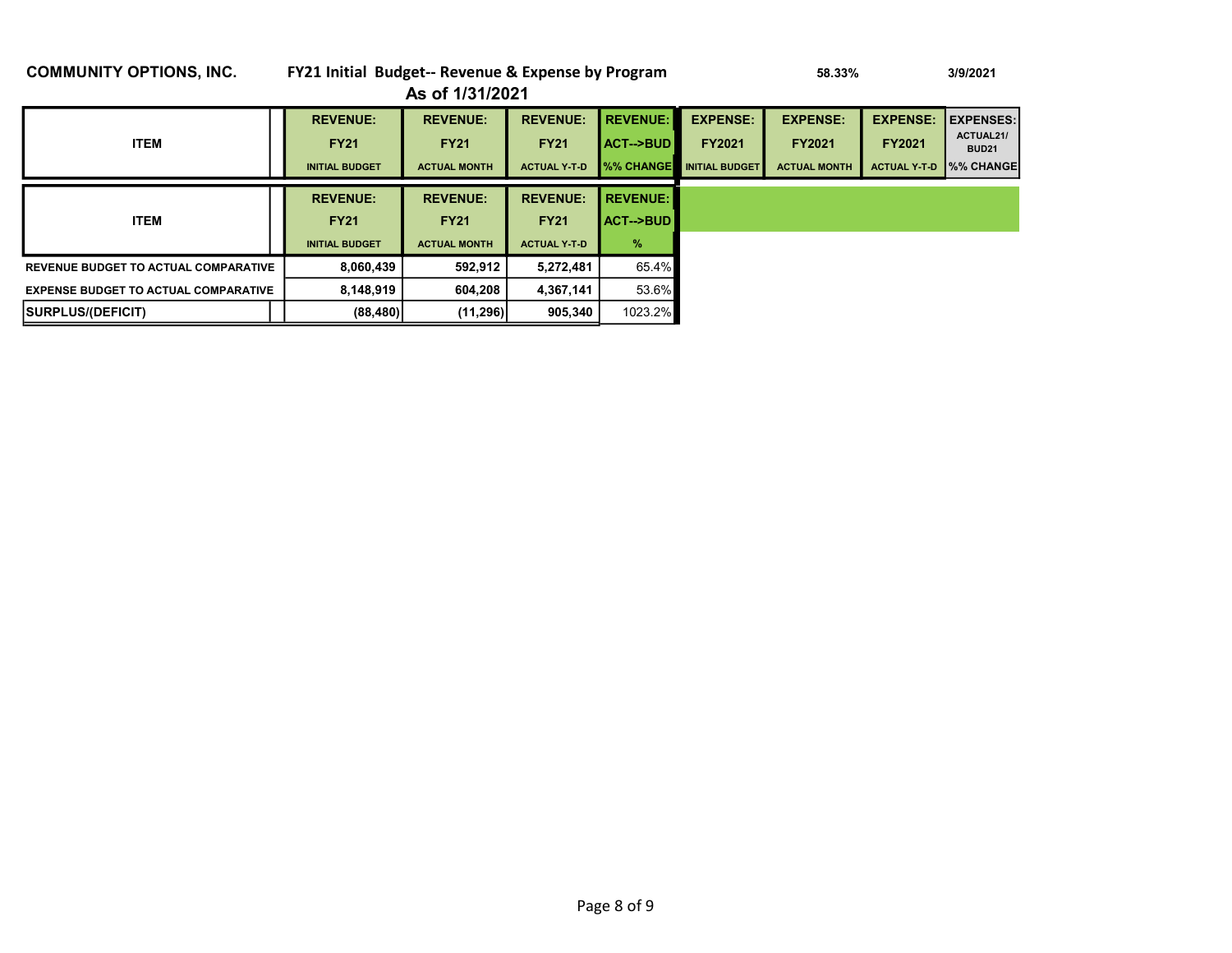**COMMUNITY OPTIONS, INC.** **FY21 Initial Budget-- Revenue & Expense by Program** 58.33% 3/9/2021

**As of 1/31/2021**

| ITEM | | REVENUE: FY21 INITIAL BUDGET | REVENUE: FY21 ACTUAL MONTH | REVENUE: FY21 ACTUAL Y-T-D | REVENUE: ACT-->BUD %% CHANGE | EXPENSE: FY2021 INITIAL BUDGET | EXPENSE: FY2021 ACTUAL MONTH | EXPENSE: FY2021 ACTUAL Y-T-D | EXPENSES: ACTUAL21/ BUD21 %% CHANGE |
|---|---|---|---|---|---|---|---|---|---|

| ITEM | | REVENUE: FY21 INITIAL BUDGET | REVENUE: FY21 ACTUAL MONTH | REVENUE: FY21 ACTUAL Y-T-D | REVENUE: ACT-->BUD % |
|---|---|---|---|---|---|
| REVENUE BUDGET TO ACTUAL COMPARATIVE | | 8,060,439 | 592,912 | 5,272,481 | 65.4% |
| EXPENSE BUDGET TO ACTUAL COMPARATIVE | | 8,148,919 | 604,208 | 4,367,141 | 53.6% |
| SURPLUS/(DEFICIT) | | (88,480) | (11,296) | 905,340 | 1023.2% |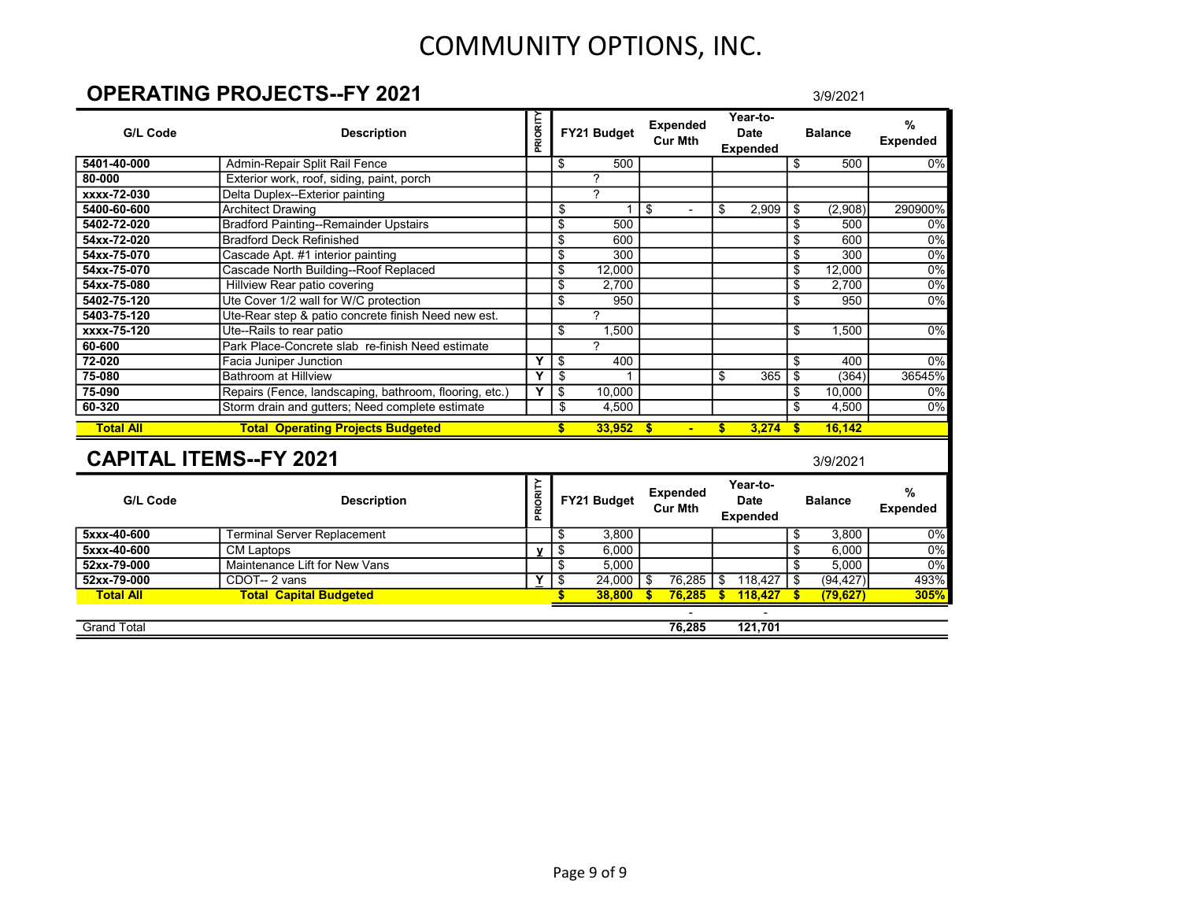# COMMUNITY OPTIONS, INC.

## OPERATING PROJECTS--FY 2021

3/9/2021

| G/L Code | Description | PRIORITY | FY21 Budget | Expended Cur Mth | Year-to-Date Expended | Balance | % Expended |
|---|---|---|---|---|---|---|---|
| 5401-40-000 | Admin-Repair Split Rail Fence | | $ 500 | | | $ 500 | 0% |
| 80-000 | Exterior work, roof, siding, paint, porch | | ? | | | | |
| xxxx-72-030 | Delta Duplex--Exterior painting | | ? | | | | |
| 5400-60-600 | Architect Drawing | | $ 1 | $ - | $ 2,909 | $ (2,908) | 290900% |
| 5402-72-020 | Bradford Painting--Remainder Upstairs | | $ 500 | | | $ 500 | 0% |
| 54xx-72-020 | Bradford Deck Refinished | | $ 600 | | | $ 600 | 0% |
| 54xx-75-070 | Cascade Apt. #1 interior painting | | $ 300 | | | $ 300 | 0% |
| 54xx-75-070 | Cascade North Building--Roof Replaced | | $ 12,000 | | | $ 12,000 | 0% |
| 54xx-75-080 | Hillview Rear patio covering | | $ 2,700 | | | $ 2,700 | 0% |
| 5402-75-120 | Ute Cover 1/2 wall for W/C protection | | $ 950 | | | $ 950 | 0% |
| 5403-75-120 | Ute-Rear step & patio concrete finish Need new est. | | ? | | | | |
| xxxx-75-120 | Ute--Rails to rear patio | | $ 1,500 | | | $ 1,500 | 0% |
| 60-600 | Park Place-Concrete slab re-finish Need estimate | | ? | | | | |
| 72-020 | Facia Juniper Junction | Y | $ 400 | | | $ 400 | 0% |
| 75-080 | Bathroom at Hillview | Y | $ 1 | | $ 365 | $ (364) | 36545% |
| 75-090 | Repairs (Fence, landscaping, bathroom, flooring, etc.) | Y | $ 10,000 | | | $ 10,000 | 0% |
| 60-320 | Storm drain and gutters; Need complete estimate | | $ 4,500 | | | $ 4,500 | 0% |
| **Total All** | **Total Operating Projects Budgeted** | | **$ 33,952** | **$ -** | **$ 3,274** | **$ 16,142** | |

## CAPITAL ITEMS--FY 2021

3/9/2021

| G/L Code | Description | PRIORITY | FY21 Budget | Expended Cur Mth | Year-to-Date Expended | Balance | % Expended |
|---|---|---|---|---|---|---|---|
| 5xxx-40-600 | Terminal Server Replacement | | $ 3,800 | | | $ 3,800 | 0% |
| 5xxx-40-600 | CM Laptops | y | $ 6,000 | | | $ 6,000 | 0% |
| 52xx-79-000 | Maintenance Lift for New Vans | | $ 5,000 | | | $ 5,000 | 0% |
| 52xx-79-000 | CDOT-- 2 vans | Y | $ 24,000 | $ 76,285 | $ 118,427 | $ (94,427) | 493% |
| **Total All** | **Total Capital Budgeted** | | **$ 38,800** | **$ 76,285** | **$ 118,427** | **$ (79,627)** | **305%** |
| | | | | - | - | | |
| Grand Total | | | | 76,285 | 121,701 | | |